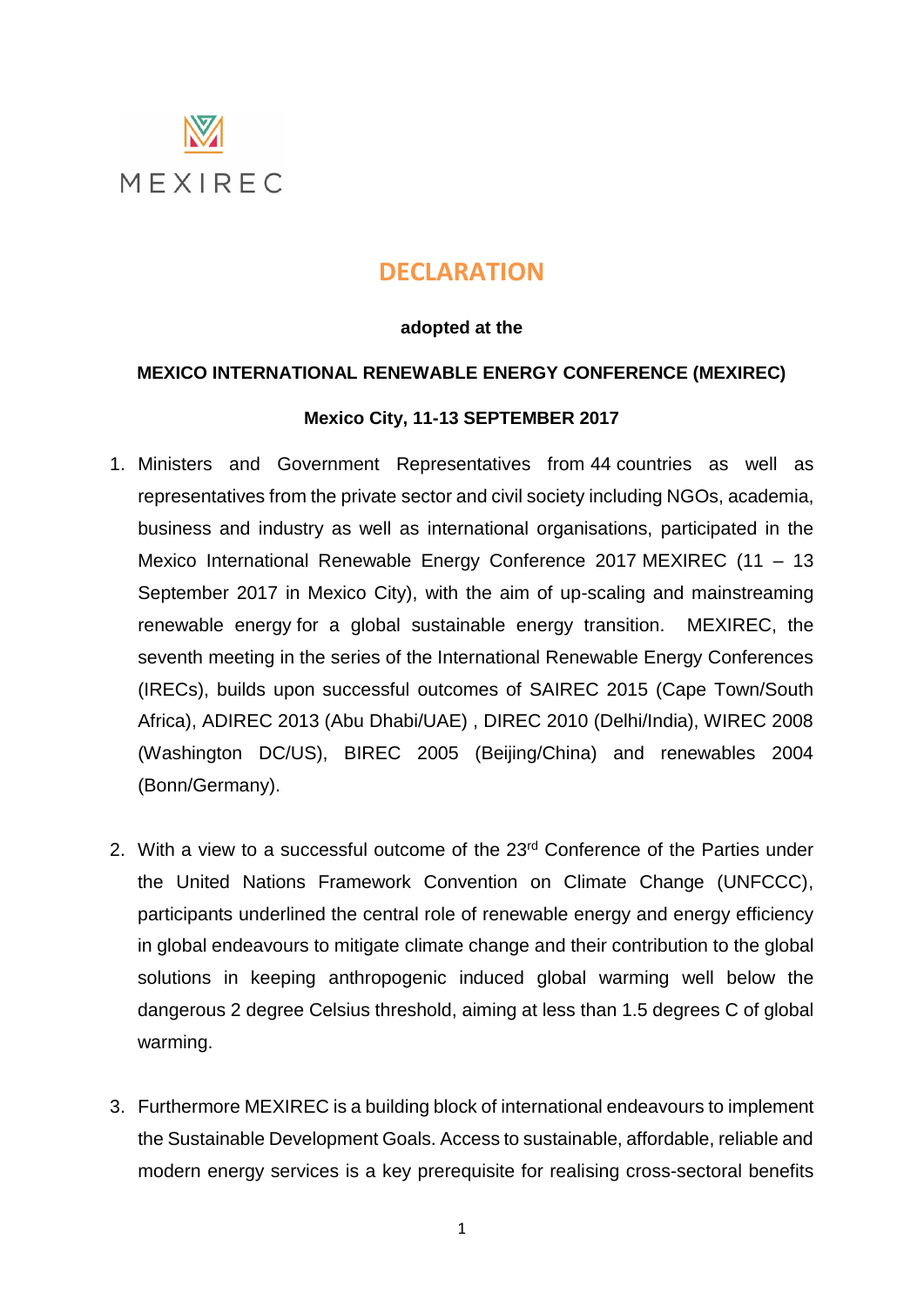MEXIREC

# DECLARATION

**adopted at the**

**MEXICO INTERNATIONAL RENEWABLE ENERGY CONFERENCE (MEXIREC)**

**Mexico City, 11-13 SEPTEMBER 2017**

1. Ministers and Government Representatives from 44 countries as well as representatives from the private sector and civil society including NGOs, academia, business and industry as well as international organisations, participated in the Mexico International Renewable Energy Conference 2017 MEXIREC (11 – 13 September 2017 in Mexico City), with the aim of up-scaling and mainstreaming renewable energy for a global sustainable energy transition. MEXIREC, the seventh meeting in the series of the International Renewable Energy Conferences (IRECs), builds upon successful outcomes of SAIREC 2015 (Cape Town/South Africa), ADIREC 2013 (Abu Dhabi/UAE) , DIREC 2010 (Delhi/India), WIREC 2008 (Washington DC/US), BIREC 2005 (Beijing/China) and renewables 2004 (Bonn/Germany).

2. With a view to a successful outcome of the 23rd Conference of the Parties under the United Nations Framework Convention on Climate Change (UNFCCC), participants underlined the central role of renewable energy and energy efficiency in global endeavours to mitigate climate change and their contribution to the global solutions in keeping anthropogenic induced global warming well below the dangerous 2 degree Celsius threshold, aiming at less than 1.5 degrees C of global warming.

3. Furthermore MEXIREC is a building block of international endeavours to implement the Sustainable Development Goals. Access to sustainable, affordable, reliable and modern energy services is a key prerequisite for realising cross-sectoral benefits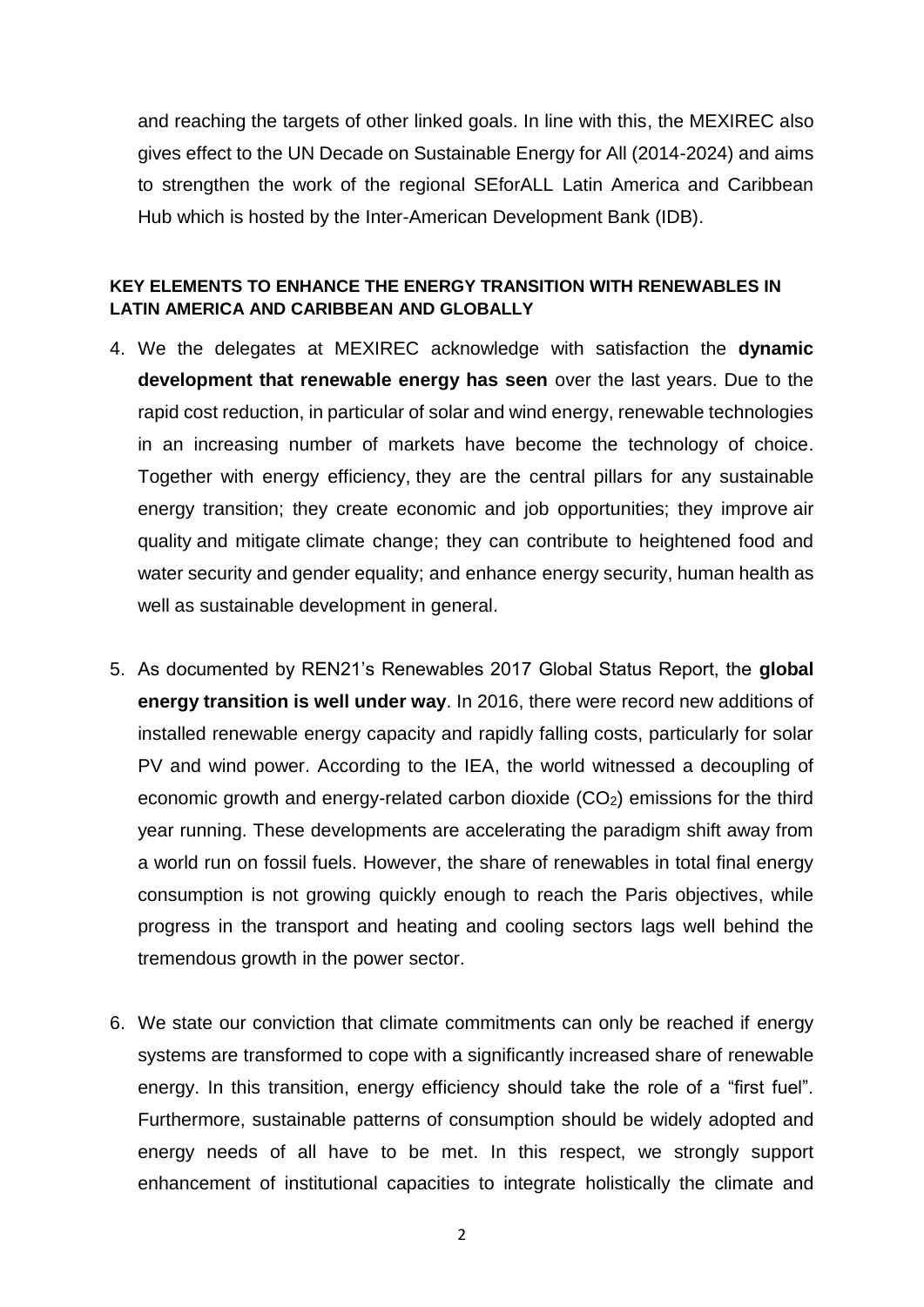and reaching the targets of other linked goals. In line with this, the MEXIREC also gives effect to the UN Decade on Sustainable Energy for All (2014-2024) and aims to strengthen the work of the regional SEforALL Latin America and Caribbean Hub which is hosted by the Inter-American Development Bank (IDB).

## KEY ELEMENTS TO ENHANCE THE ENERGY TRANSITION WITH RENEWABLES IN LATIN AMERICA AND CARIBBEAN AND GLOBALLY

4. We the delegates at MEXIREC acknowledge with satisfaction the **dynamic development that renewable energy has seen** over the last years. Due to the rapid cost reduction, in particular of solar and wind energy, renewable technologies in an increasing number of markets have become the technology of choice. Together with energy efficiency, they are the central pillars for any sustainable energy transition; they create economic and job opportunities; they improve air quality and mitigate climate change; they can contribute to heightened food and water security and gender equality; and enhance energy security, human health as well as sustainable development in general.

5. As documented by REN21's Renewables 2017 Global Status Report, the **global energy transition is well under way**. In 2016, there were record new additions of installed renewable energy capacity and rapidly falling costs, particularly for solar PV and wind power. According to the IEA, the world witnessed a decoupling of economic growth and energy-related carbon dioxide ($CO_2$) emissions for the third year running. These developments are accelerating the paradigm shift away from a world run on fossil fuels. However, the share of renewables in total final energy consumption is not growing quickly enough to reach the Paris objectives, while progress in the transport and heating and cooling sectors lags well behind the tremendous growth in the power sector.

6. We state our conviction that climate commitments can only be reached if energy systems are transformed to cope with a significantly increased share of renewable energy. In this transition, energy efficiency should take the role of a "first fuel". Furthermore, sustainable patterns of consumption should be widely adopted and energy needs of all have to be met. In this respect, we strongly support enhancement of institutional capacities to integrate holistically the climate and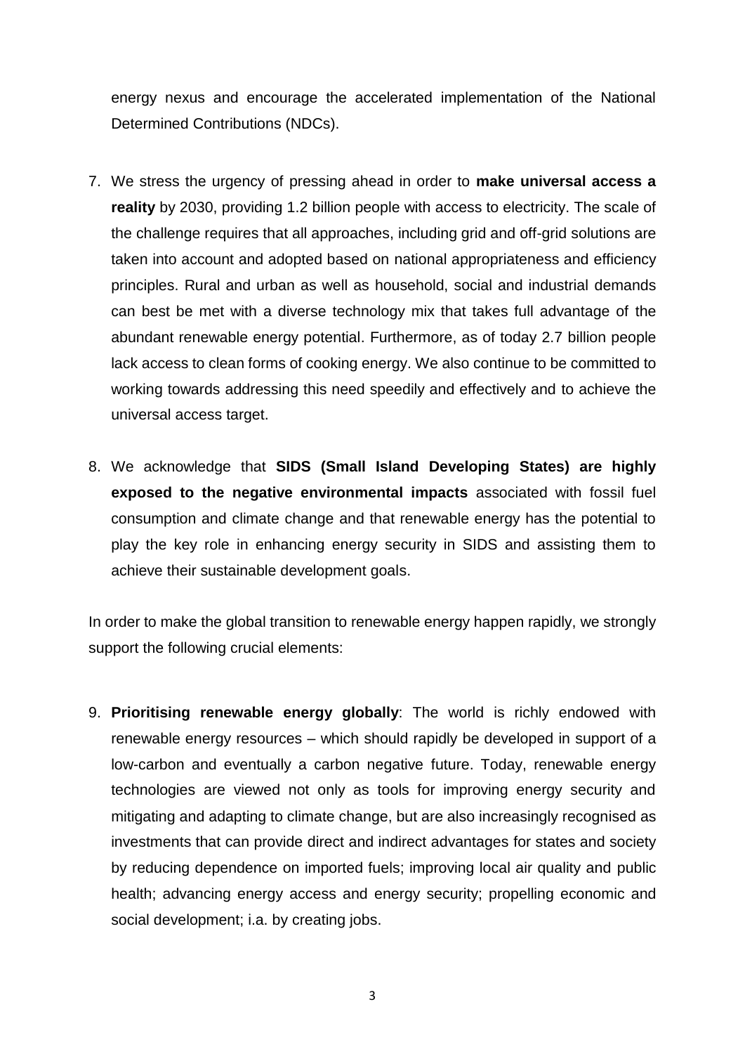energy nexus and encourage the accelerated implementation of the National Determined Contributions (NDCs).

7. We stress the urgency of pressing ahead in order to **make universal access a reality** by 2030, providing 1.2 billion people with access to electricity. The scale of the challenge requires that all approaches, including grid and off-grid solutions are taken into account and adopted based on national appropriateness and efficiency principles. Rural and urban as well as household, social and industrial demands can best be met with a diverse technology mix that takes full advantage of the abundant renewable energy potential. Furthermore, as of today 2.7 billion people lack access to clean forms of cooking energy. We also continue to be committed to working towards addressing this need speedily and effectively and to achieve the universal access target.

8. We acknowledge that **SIDS (Small Island Developing States) are highly exposed to the negative environmental impacts** associated with fossil fuel consumption and climate change and that renewable energy has the potential to play the key role in enhancing energy security in SIDS and assisting them to achieve their sustainable development goals.

In order to make the global transition to renewable energy happen rapidly, we strongly support the following crucial elements:

9. **Prioritising renewable energy globally**: The world is richly endowed with renewable energy resources – which should rapidly be developed in support of a low-carbon and eventually a carbon negative future. Today, renewable energy technologies are viewed not only as tools for improving energy security and mitigating and adapting to climate change, but are also increasingly recognised as investments that can provide direct and indirect advantages for states and society by reducing dependence on imported fuels; improving local air quality and public health; advancing energy access and energy security; propelling economic and social development; i.a. by creating jobs.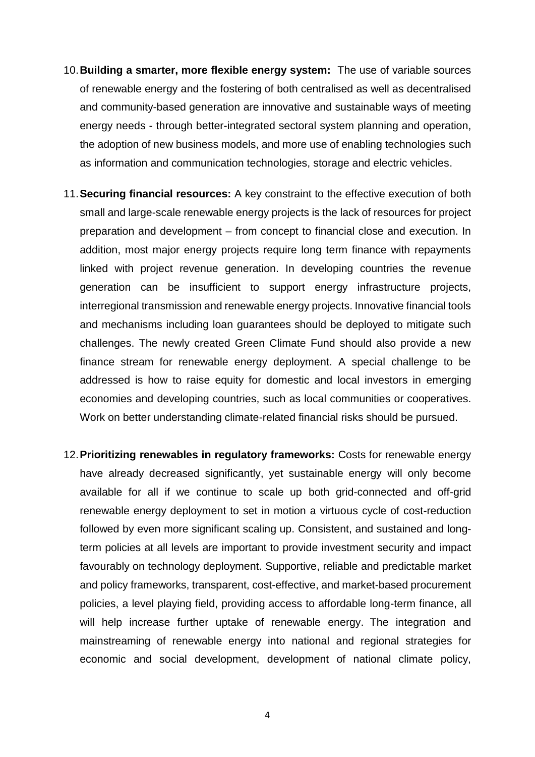10. **Building a smarter, more flexible energy system:** The use of variable sources of renewable energy and the fostering of both centralised as well as decentralised and community-based generation are innovative and sustainable ways of meeting energy needs - through better-integrated sectoral system planning and operation, the adoption of new business models, and more use of enabling technologies such as information and communication technologies, storage and electric vehicles.

11. **Securing financial resources:** A key constraint to the effective execution of both small and large-scale renewable energy projects is the lack of resources for project preparation and development – from concept to financial close and execution. In addition, most major energy projects require long term finance with repayments linked with project revenue generation. In developing countries the revenue generation can be insufficient to support energy infrastructure projects, interregional transmission and renewable energy projects. Innovative financial tools and mechanisms including loan guarantees should be deployed to mitigate such challenges. The newly created Green Climate Fund should also provide a new finance stream for renewable energy deployment. A special challenge to be addressed is how to raise equity for domestic and local investors in emerging economies and developing countries, such as local communities or cooperatives. Work on better understanding climate-related financial risks should be pursued.

12. **Prioritizing renewables in regulatory frameworks:** Costs for renewable energy have already decreased significantly, yet sustainable energy will only become available for all if we continue to scale up both grid-connected and off-grid renewable energy deployment to set in motion a virtuous cycle of cost-reduction followed by even more significant scaling up. Consistent, and sustained and long-term policies at all levels are important to provide investment security and impact favourably on technology deployment. Supportive, reliable and predictable market and policy frameworks, transparent, cost-effective, and market-based procurement policies, a level playing field, providing access to affordable long-term finance, all will help increase further uptake of renewable energy. The integration and mainstreaming of renewable energy into national and regional strategies for economic and social development, development of national climate policy,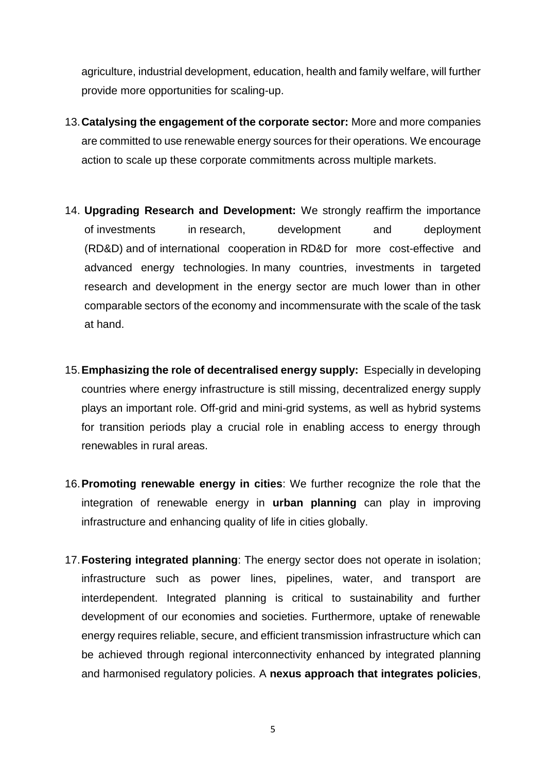agriculture, industrial development, education, health and family welfare, will further provide more opportunities for scaling-up.

13. **Catalysing the engagement of the corporate sector:** More and more companies are committed to use renewable energy sources for their operations. We encourage action to scale up these corporate commitments across multiple markets.

14. **Upgrading Research and Development:** We strongly reaffirm the importance of investments in research, development and deployment (RD&D) and of international cooperation in RD&D for more cost-effective and advanced energy technologies. In many countries, investments in targeted research and development in the energy sector are much lower than in other comparable sectors of the economy and incommensurate with the scale of the task at hand.

15. **Emphasizing the role of decentralised energy supply:** Especially in developing countries where energy infrastructure is still missing, decentralized energy supply plays an important role. Off-grid and mini-grid systems, as well as hybrid systems for transition periods play a crucial role in enabling access to energy through renewables in rural areas.

16. **Promoting renewable energy in cities**: We further recognize the role that the integration of renewable energy in **urban planning** can play in improving infrastructure and enhancing quality of life in cities globally.

17. **Fostering integrated planning**: The energy sector does not operate in isolation; infrastructure such as power lines, pipelines, water, and transport are interdependent. Integrated planning is critical to sustainability and further development of our economies and societies. Furthermore, uptake of renewable energy requires reliable, secure, and efficient transmission infrastructure which can be achieved through regional interconnectivity enhanced by integrated planning and harmonised regulatory policies. A **nexus approach that integrates policies**,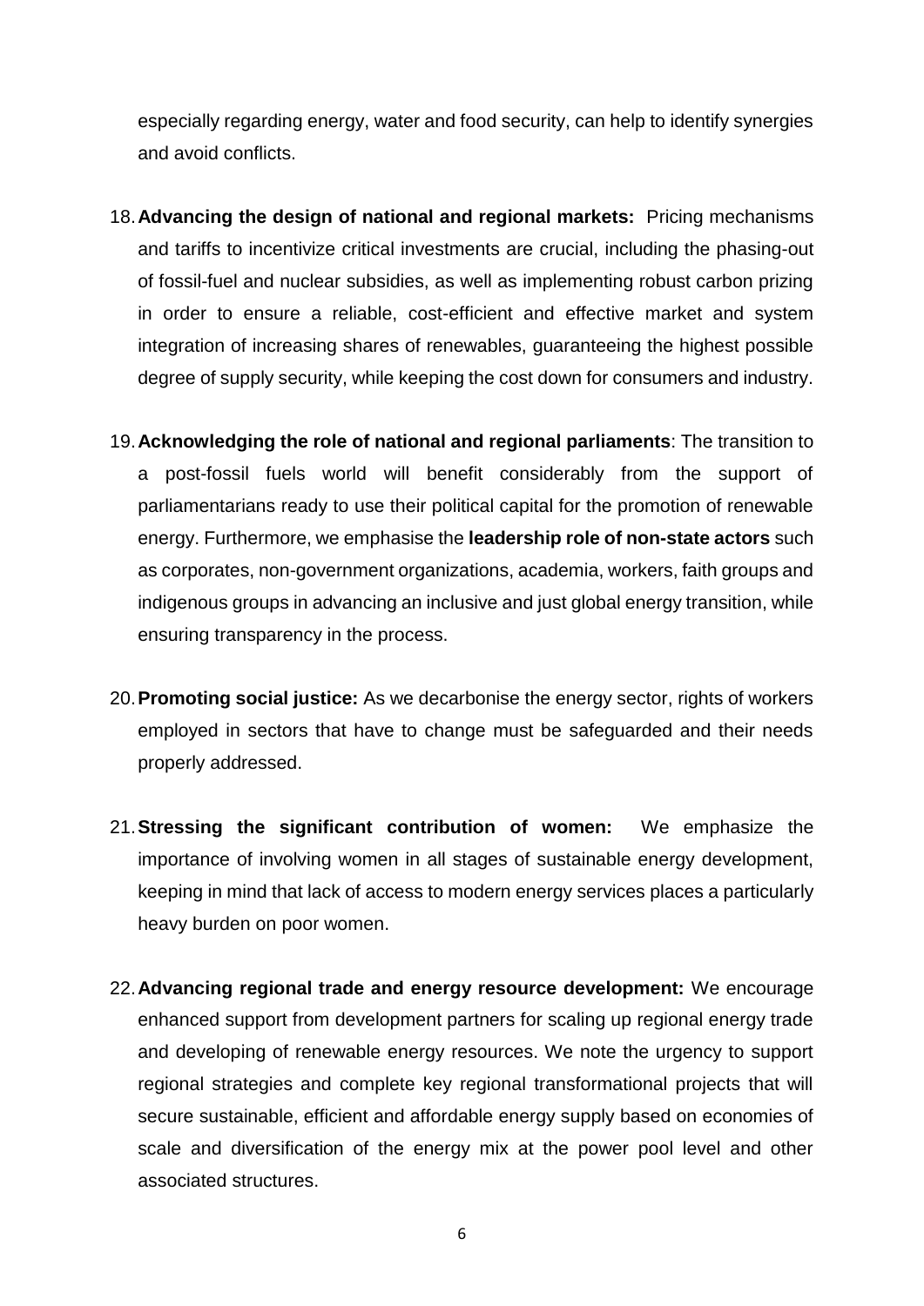especially regarding energy, water and food security, can help to identify synergies and avoid conflicts.

18. **Advancing the design of national and regional markets:** Pricing mechanisms and tariffs to incentivize critical investments are crucial, including the phasing-out of fossil-fuel and nuclear subsidies, as well as implementing robust carbon prizing in order to ensure a reliable, cost-efficient and effective market and system integration of increasing shares of renewables, guaranteeing the highest possible degree of supply security, while keeping the cost down for consumers and industry.

19. **Acknowledging the role of national and regional parliaments**: The transition to a post-fossil fuels world will benefit considerably from the support of parliamentarians ready to use their political capital for the promotion of renewable energy. Furthermore, we emphasise the **leadership role of non-state actors** such as corporates, non-government organizations, academia, workers, faith groups and indigenous groups in advancing an inclusive and just global energy transition, while ensuring transparency in the process.

20. **Promoting social justice:** As we decarbonise the energy sector, rights of workers employed in sectors that have to change must be safeguarded and their needs properly addressed.

21. **Stressing the significant contribution of women:** We emphasize the importance of involving women in all stages of sustainable energy development, keeping in mind that lack of access to modern energy services places a particularly heavy burden on poor women.

22. **Advancing regional trade and energy resource development:** We encourage enhanced support from development partners for scaling up regional energy trade and developing of renewable energy resources. We note the urgency to support regional strategies and complete key regional transformational projects that will secure sustainable, efficient and affordable energy supply based on economies of scale and diversification of the energy mix at the power pool level and other associated structures.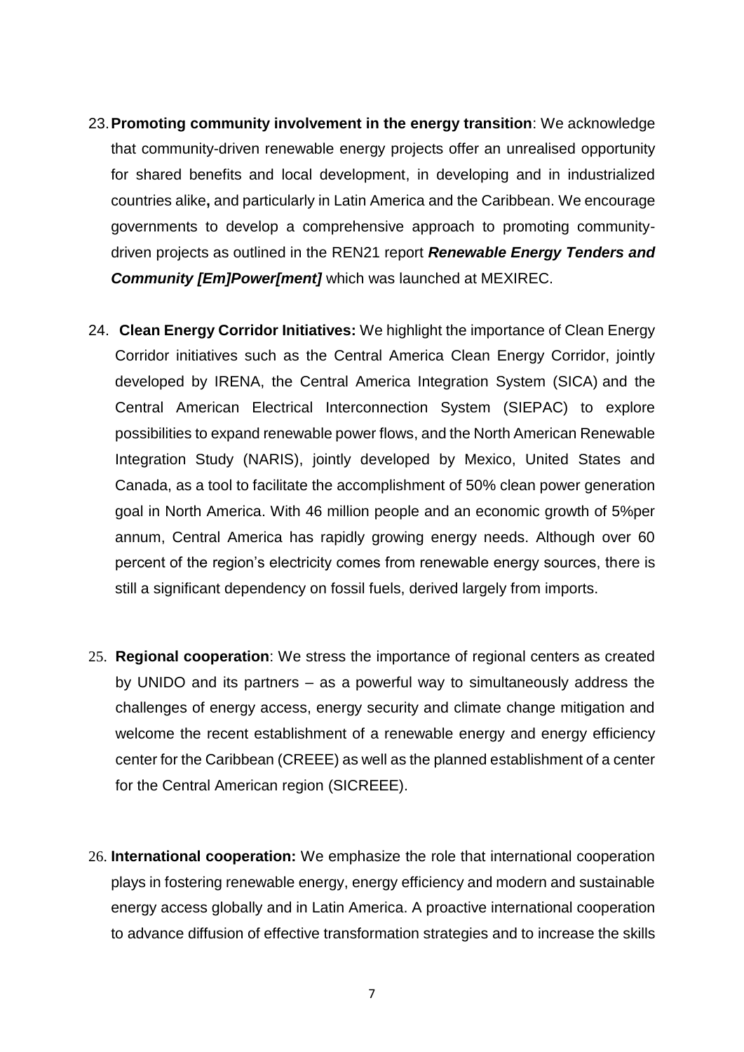23. **Promoting community involvement in the energy transition**: We acknowledge that community-driven renewable energy projects offer an unrealised opportunity for shared benefits and local development, in developing and in industrialized countries alike**,** and particularly in Latin America and the Caribbean. We encourage governments to develop a comprehensive approach to promoting community-driven projects as outlined in the REN21 report ***Renewable Energy Tenders and Community [Em]Power[ment]*** which was launched at MEXIREC.

24. **Clean Energy Corridor Initiatives:** We highlight the importance of Clean Energy Corridor initiatives such as the Central America Clean Energy Corridor, jointly developed by IRENA, the Central America Integration System (SICA) and the Central American Electrical Interconnection System (SIEPAC) to explore possibilities to expand renewable power flows, and the North American Renewable Integration Study (NARIS), jointly developed by Mexico, United States and Canada, as a tool to facilitate the accomplishment of 50% clean power generation goal in North America. With 46 million people and an economic growth of 5%per annum, Central America has rapidly growing energy needs. Although over 60 percent of the region's electricity comes from renewable energy sources, there is still a significant dependency on fossil fuels, derived largely from imports.

25. **Regional cooperation**: We stress the importance of regional centers as created by UNIDO and its partners – as a powerful way to simultaneously address the challenges of energy access, energy security and climate change mitigation and welcome the recent establishment of a renewable energy and energy efficiency center for the Caribbean (CREEE) as well as the planned establishment of a center for the Central American region (SICREEE).

26. **International cooperation:** We emphasize the role that international cooperation plays in fostering renewable energy, energy efficiency and modern and sustainable energy access globally and in Latin America. A proactive international cooperation to advance diffusion of effective transformation strategies and to increase the skills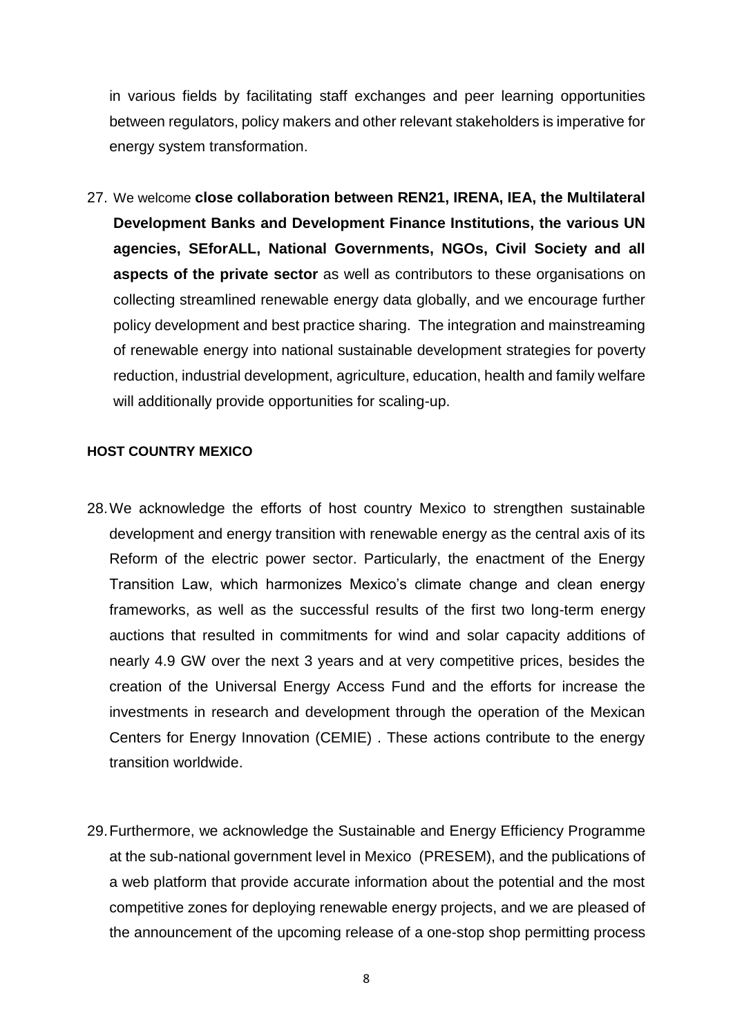in various fields by facilitating staff exchanges and peer learning opportunities between regulators, policy makers and other relevant stakeholders is imperative for energy system transformation.

27. We welcome **close collaboration between REN21, IRENA, IEA, the Multilateral Development Banks and Development Finance Institutions, the various UN agencies, SEforALL, National Governments, NGOs, Civil Society and all aspects of the private sector** as well as contributors to these organisations on collecting streamlined renewable energy data globally, and we encourage further policy development and best practice sharing. The integration and mainstreaming of renewable energy into national sustainable development strategies for poverty reduction, industrial development, agriculture, education, health and family welfare will additionally provide opportunities for scaling-up.

**HOST COUNTRY MEXICO**

28. We acknowledge the efforts of host country Mexico to strengthen sustainable development and energy transition with renewable energy as the central axis of its Reform of the electric power sector. Particularly, the enactment of the Energy Transition Law, which harmonizes Mexico's climate change and clean energy frameworks, as well as the successful results of the first two long-term energy auctions that resulted in commitments for wind and solar capacity additions of nearly 4.9 GW over the next 3 years and at very competitive prices, besides the creation of the Universal Energy Access Fund and the efforts for increase the investments in research and development through the operation of the Mexican Centers for Energy Innovation (CEMIE) . These actions contribute to the energy transition worldwide.

29. Furthermore, we acknowledge the Sustainable and Energy Efficiency Programme at the sub-national government level in Mexico (PRESEM), and the publications of a web platform that provide accurate information about the potential and the most competitive zones for deploying renewable energy projects, and we are pleased of the announcement of the upcoming release of a one-stop shop permitting process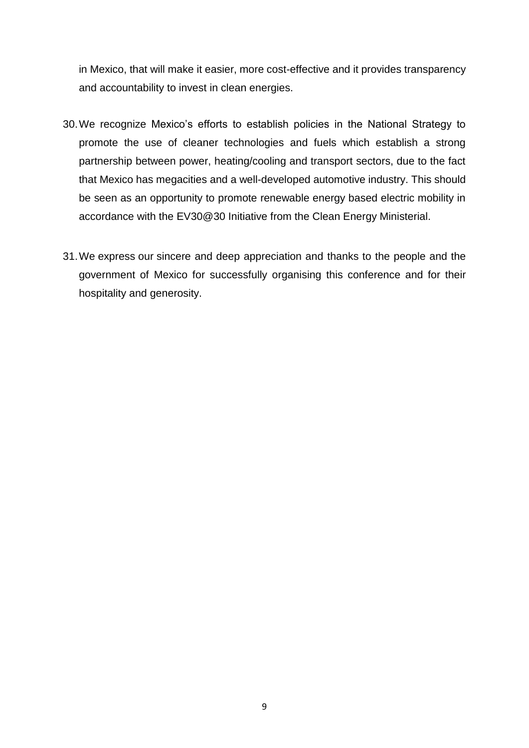in Mexico, that will make it easier, more cost-effective and it provides transparency and accountability to invest in clean energies.

30. We recognize Mexico's efforts to establish policies in the National Strategy to promote the use of cleaner technologies and fuels which establish a strong partnership between power, heating/cooling and transport sectors, due to the fact that Mexico has megacities and a well-developed automotive industry. This should be seen as an opportunity to promote renewable energy based electric mobility in accordance with the EV30@30 Initiative from the Clean Energy Ministerial.

31. We express our sincere and deep appreciation and thanks to the people and the government of Mexico for successfully organising this conference and for their hospitality and generosity.